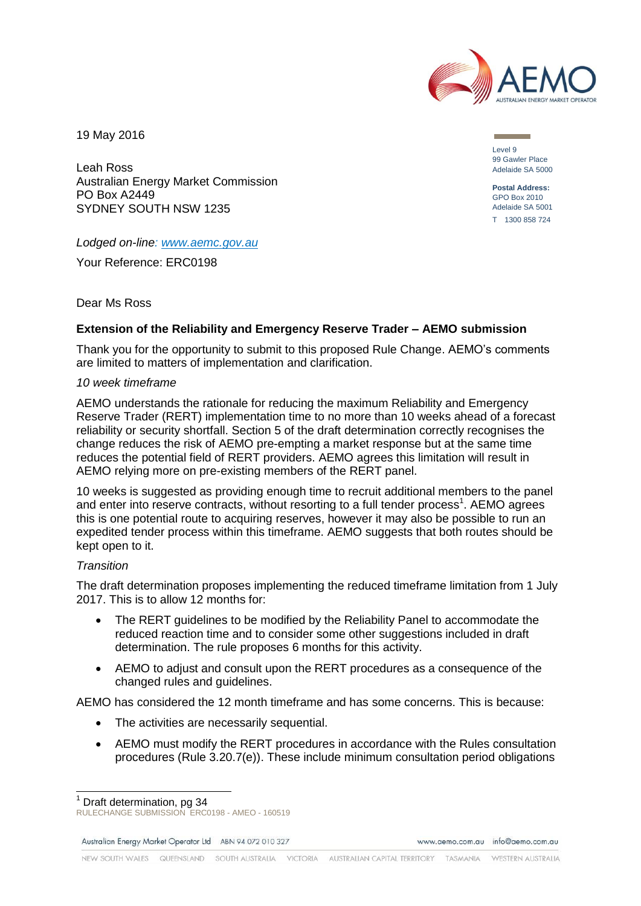19 May 2016

Level 9
99 Gawler Place
Adelaide SA 5000

**Postal Address:**
GPO Box 2010
Adelaide SA 5001

T 1300 858 724

Leah Ross
Australian Energy Market Commission
PO Box A2449
SYDNEY SOUTH NSW 1235

*Lodged on-line: [www.aemc.gov.au](www.aemc.gov.au)*

Your Reference: ERC0198

Dear Ms Ross

**Extension of the Reliability and Emergency Reserve Trader – AEMO submission**

Thank you for the opportunity to submit to this proposed Rule Change. AEMO's comments are limited to matters of implementation and clarification.

*10 week timeframe*

AEMO understands the rationale for reducing the maximum Reliability and Emergency Reserve Trader (RERT) implementation time to no more than 10 weeks ahead of a forecast reliability or security shortfall. Section 5 of the draft determination correctly recognises the change reduces the risk of AEMO pre-empting a market response but at the same time reduces the potential field of RERT providers. AEMO agrees this limitation will result in AEMO relying more on pre-existing members of the RERT panel.

10 weeks is suggested as providing enough time to recruit additional members to the panel and enter into reserve contracts, without resorting to a full tender process[1]. AEMO agrees this is one potential route to acquiring reserves, however it may also be possible to run an expedited tender process within this timeframe. AEMO suggests that both routes should be kept open to it.

*Transition*

The draft determination proposes implementing the reduced timeframe limitation from 1 July 2017. This is to allow 12 months for:

- The RERT guidelines to be modified by the Reliability Panel to accommodate the reduced reaction time and to consider some other suggestions included in draft determination. The rule proposes 6 months for this activity.
- AEMO to adjust and consult upon the RERT procedures as a consequence of the changed rules and guidelines.

AEMO has considered the 12 month timeframe and has some concerns. This is because:

- The activities are necessarily sequential.
- AEMO must modify the RERT procedures in accordance with the Rules consultation procedures (Rule 3.20.7(e)). These include minimum consultation period obligations

[1] Draft determination, pg 34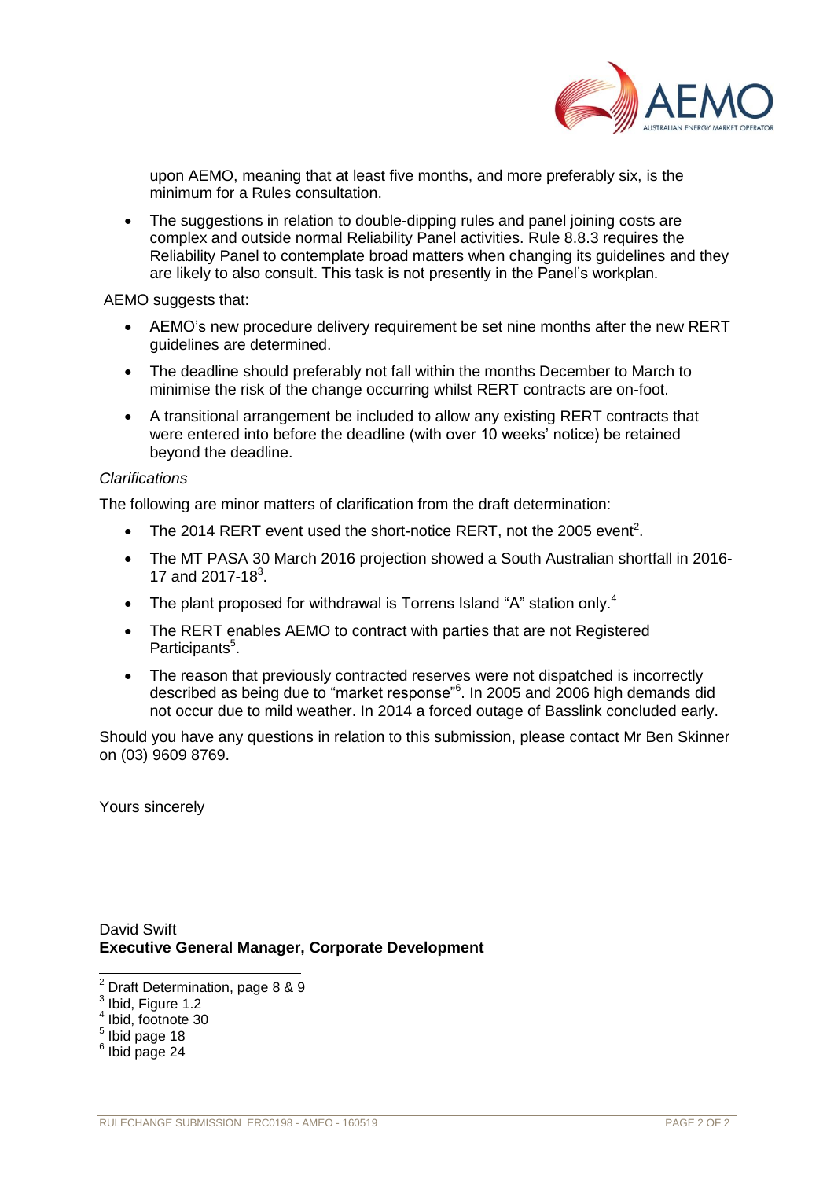upon AEMO, meaning that at least five months, and more preferably six, is the minimum for a Rules consultation.

- The suggestions in relation to double-dipping rules and panel joining costs are complex and outside normal Reliability Panel activities. Rule 8.8.3 requires the Reliability Panel to contemplate broad matters when changing its guidelines and they are likely to also consult. This task is not presently in the Panel's workplan.

AEMO suggests that:

- AEMO's new procedure delivery requirement be set nine months after the new RERT guidelines are determined.
- The deadline should preferably not fall within the months December to March to minimise the risk of the change occurring whilst RERT contracts are on-foot.
- A transitional arrangement be included to allow any existing RERT contracts that were entered into before the deadline (with over 10 weeks' notice) be retained beyond the deadline.

*Clarifications*

The following are minor matters of clarification from the draft determination:

- The 2014 RERT event used the short-notice RERT, not the 2005 event[2].
- The MT PASA 30 March 2016 projection showed a South Australian shortfall in 2016-17 and 2017-18[3].
- The plant proposed for withdrawal is Torrens Island "A" station only.[4]
- The RERT enables AEMO to contract with parties that are not Registered Participants[5].
- The reason that previously contracted reserves were not dispatched is incorrectly described as being due to "market response"[6]. In 2005 and 2006 high demands did not occur due to mild weather. In 2014 a forced outage of Basslink concluded early.

Should you have any questions in relation to this submission, please contact Mr Ben Skinner on (03) 9609 8769.

Yours sincerely

David Swift
**Executive General Manager, Corporate Development**

[2] Draft Determination, page 8 & 9
[3] Ibid, Figure 1.2
[4] Ibid, footnote 30
[5] Ibid page 18
[6] Ibid page 24